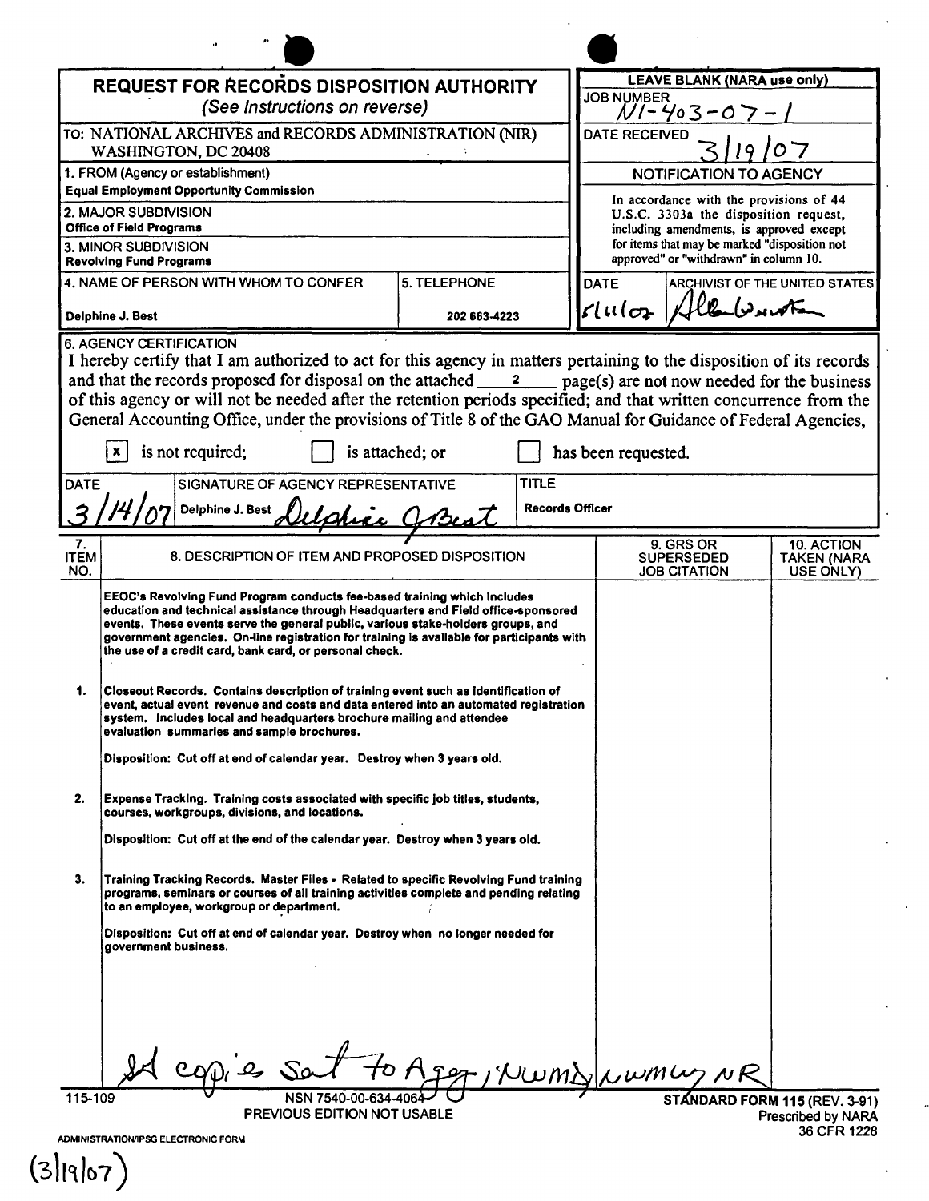# REQUEST FOR RECORDS DISPOSITION AUTHORITY

*(See Instructions on reverse)*

| | |
|---|---|
| TO: NATIONAL ARCHIVES and RECORDS ADMINISTRATION (NIR) WASHINGTON, DC 20408 | **LEAVE BLANK (NARA use only)** JOB NUMBER N1-403-07-1 |
| 1. FROM (Agency or establishment) **Equal Employment Opportunity Commission** | DATE RECEIVED 3/19/07 |
| 2. MAJOR SUBDIVISION **Office of Field Programs** | NOTIFICATION TO AGENCY |
| 3. MINOR SUBDIVISION **Revolving Fund Programs** | In accordance with the provisions of 44 U.S.C. 3303a the disposition request, including amendments, is approved except for items that may be marked "disposition not approved" or "withdrawn" in column 10. |
| 4. NAME OF PERSON WITH WHOM TO CONFER: Delphine J. Best — 5. TELEPHONE: 202 663-4223 | DATE: 5/11/07 — ARCHIVIST OF THE UNITED STATES: Allen Weinstein |

**6. AGENCY CERTIFICATION**

I hereby certify that I am authorized to act for this agency in matters pertaining to the disposition of its records and that the records proposed for disposal on the attached 2 page(s) are not now needed for the business of this agency or will not be needed after the retention periods specified; and that written concurrence from the General Accounting Office, under the provisions of Title 8 of the GAO Manual for Guidance of Federal Agencies,

[x] is not required; [ ] is attached; or [ ] has been requested.

| DATE | SIGNATURE OF AGENCY REPRESENTATIVE | TITLE |
|---|---|---|
| 3/14/07 | Delphine J. Best *Delphine J Best* | Records Officer |

| 7. ITEM NO. | 8. DESCRIPTION OF ITEM AND PROPOSED DISPOSITION | 9. GRS OR SUPERSEDED JOB CITATION | 10. ACTION TAKEN (NARA USE ONLY) |
|---|---|---|---|
| | EEOC's Revolving Fund Program conducts fee-based training which includes education and technical assistance through Headquarters and Field office-sponsored events. These events serve the general public, various stake-holders groups, and government agencies. On-line registration for training is available for participants with the use of a credit card, bank card, or personal check. | | |
| 1. | Closeout Records. Contains description of training event such as identification of event, actual event revenue and costs and data entered into an automated registration system. Includes local and headquarters brochure mailing and attendee evaluation summaries and sample brochures.<br><br>Disposition: Cut off at end of calendar year. Destroy when 3 years old. | | |
| 2. | Expense Tracking. Training costs associated with specific job titles, students, courses, workgroups, divisions, and locations.<br><br>Disposition: Cut off at the end of the calendar year. Destroy when 3 years old. | | |
| 3. | Training Tracking Records. Master Files - Related to specific Revolving Fund training programs, seminars or courses of all training activities complete and pending relating to an employee, workgroup or department.<br><br>Disposition: Cut off at end of calendar year. Destroy when no longer needed for government business. | | |

*copies sent to Agency, NWMD, NWMW, NR*

115-109 NSN 7540-00-634-4064 PREVIOUS EDITION NOT USABLE

**STANDARD FORM 115 (REV. 3-91)** Prescribed by NARA 36 CFR 1228

ADMINISTRATION/IPSG ELECTRONIC FORM

(3/19/07)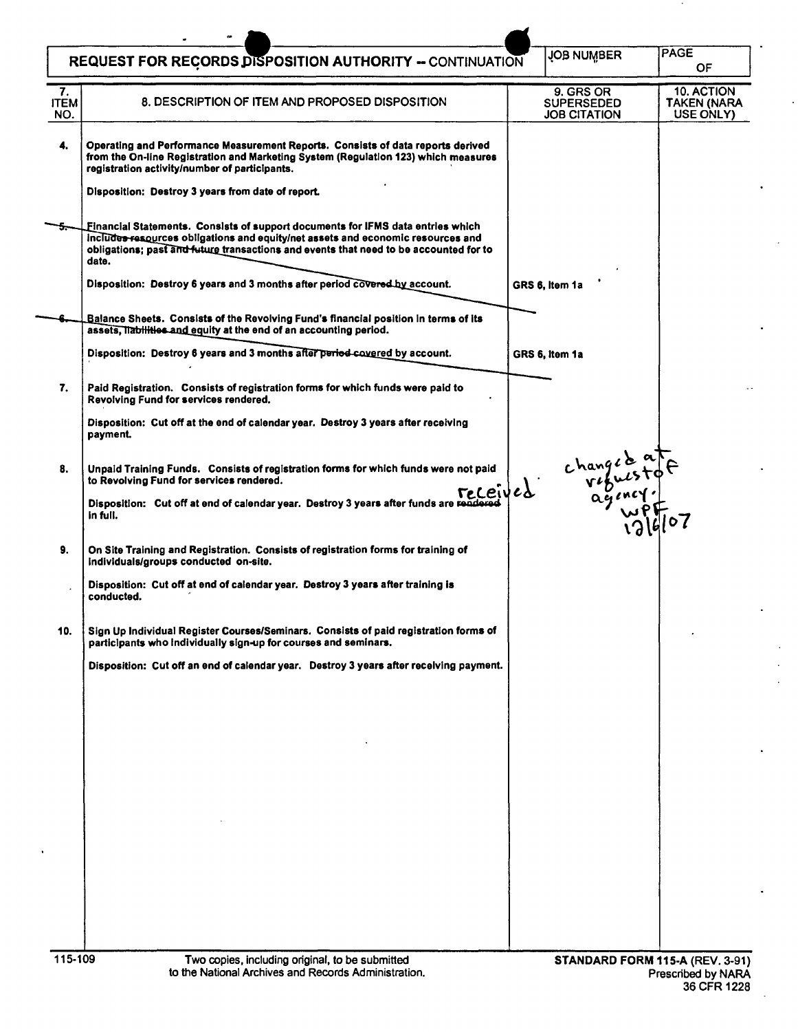# REQUEST FOR RECORDS DISPOSITION AUTHORITY -- CONTINUATION

| JOB NUMBER | PAGE OF |
|---|---|
| | |

| 7. ITEM NO. | 8. DESCRIPTION OF ITEM AND PROPOSED DISPOSITION | 9. GRS OR SUPERSEDED JOB CITATION | 10. ACTION TAKEN (NARA USE ONLY) |
|---|---|---|---|
| 4. | **Operating and Performance Measurement Reports.** Consists of data reports derived from the On-line Registration and Marketing System (Regulation 123) which measures registration activity/number of participants.<br><br>Disposition: Destroy 3 years from date of report. | | |
| ~~5.~~ | ~~Financial Statements. Consists of support documents for IFMS data entries which includes resources obligations and equity/net assets and economic resources and obligations; past and future transactions and events that need to be accounted for to date.~~<br><br>~~Disposition: Destroy 6 years and 3 months after period covered by account.~~ | GRS 6, Item 1a | |
| ~~6.~~ | ~~Balance Sheets. Consists of the Revolving Fund's financial position in terms of its assets, liabilities and equity at the end of an accounting period.~~<br><br>~~Disposition: Destroy 6 years and 3 months after period covered by account.~~ | GRS 6, Item 1a | |
| 7. | **Paid Registration.** Consists of registration forms for which funds were paid to Revolving Fund for services rendered.<br><br>Disposition: Cut off at the end of calendar year. Destroy 3 years after receiving payment. | | |
| 8. | **Unpaid Training Funds.** Consists of registration forms for which funds were not paid to Revolving Fund for services rendered.<br><br>Disposition: Cut off at end of calendar year. Destroy 3 years after funds are ~~rendered~~ received in full. | changed at request of agency. WPF 12/6/07 | |
| 9. | **On Site Training and Registration.** Consists of registration forms for training of individuals/groups conducted on-site.<br><br>Disposition: Cut off at end of calendar year. Destroy 3 years after training is conducted. | | |
| 10. | **Sign Up Individual Register Courses/Seminars.** Consists of paid registration forms of participants who individually sign-up for courses and seminars.<br><br>Disposition: Cut off an end of calendar year. Destroy 3 years after receiving payment. | | |

115-109 Two copies, including original, to be submitted to the National Archives and Records Administration.

**STANDARD FORM 115-A** (REV. 3-91)
Prescribed by NARA
36 CFR 1228